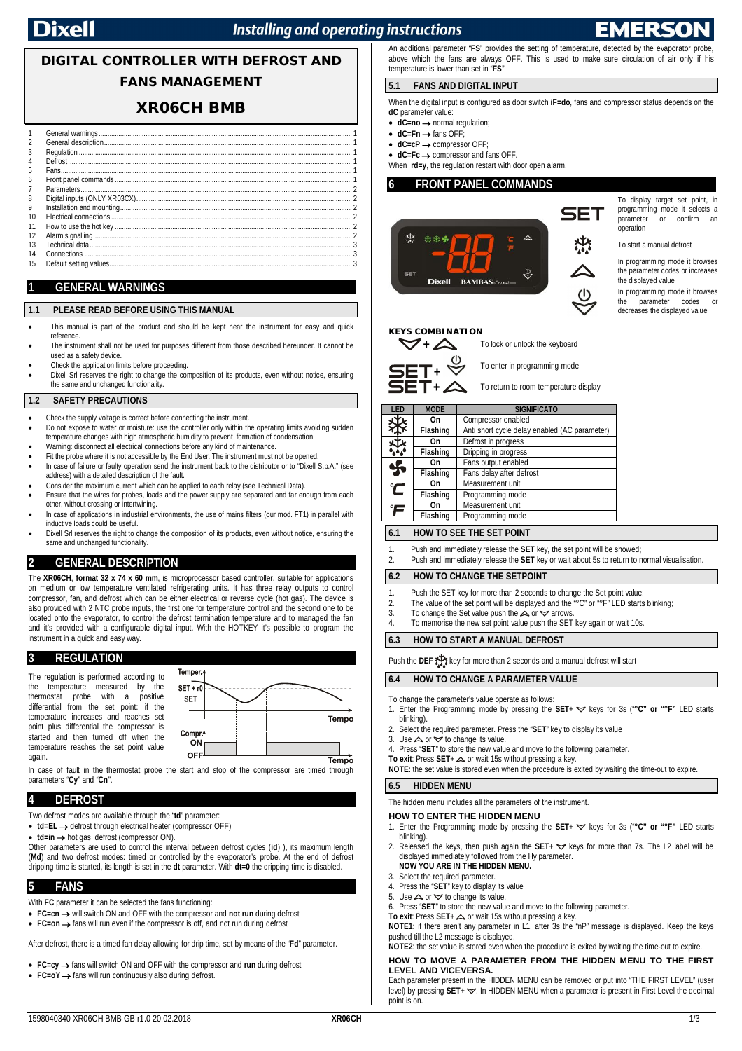# DIGITAL CONTROLLER WITH DEFROST AND FANS MANAGEMENT

# XR06CH BMB

| | | |
|---|---|---|
| 1 | General warnings | 1 |
| 2 | General description | 1 |
| 3 | Regulation | 1 |
| 4 | Defrost | 1 |
| 5 | Fans | 1 |
| 6 | Front panel commands | 1 |
| 7 | Parameters | 2 |
| 8 | Digital inputs (ONLY XR03CX) | 2 |
| 9 | Installation and mounting | 2 |
| 10 | Electrical connections | 2 |
| 11 | How to use the hot key | 2 |
| 12 | Alarm signalling | 2 |
| 13 | Technical data | 3 |
| 14 | Connections | 3 |
| 15 | Default setting values | 3 |

## 1 GENERAL WARNINGS

### 1.1 PLEASE READ BEFORE USING THIS MANUAL

- This manual is part of the product and should be kept near the instrument for easy and quick reference.
- The instrument shall not be used for purposes different from those described hereunder. It cannot be used as a safety device.
- Check the application limits before proceeding.
- Dixell Srl reserves the right to change the composition of its products, even without notice, ensuring the same and unchanged functionality.

### 1.2 SAFETY PRECAUTIONS

- Check the supply voltage is correct before connecting the instrument.
- Do not expose to water or moisture: use the controller only within the operating limits avoiding sudden temperature changes with high atmospheric humidity to prevent formation of condensation
- Warning: disconnect all electrical connections before any kind of maintenance.
- Fit the probe where it is not accessible by the End User. The instrument must not be opened.
- In case of failure or faulty operation send the instrument back to the distributor or to "Dixell S.p.A." (see address) with a detailed description of the fault.
- Consider the maximum current which can be applied to each relay (see Technical Data).
- Ensure that the wires for probes, loads and the power supply are separated and far enough from each other, without crossing or intertwining.
- In case of applications in industrial environments, the use of mains filters (our mod. FT1) in parallel with inductive loads could be useful.
- Dixell Srl reserves the right to change the composition of its products, even without notice, ensuring the same and unchanged functionality.

## 2 GENERAL DESCRIPTION

The **XR06CH**, **format 32 x 74 x 60 mm**, is microprocessor based controller, suitable for applications on medium or low temperature ventilated refrigerating units. It has three relay outputs to control compressor, fan, and defrost which can be either electrical or reverse cycle (hot gas). The device is also provided with 2 NTC probe inputs, the first one for temperature control and the second one to be located onto the evaporator, to control the defrost termination temperature and to managed the fan and it's provided with a configurable digital input. With the HOTKEY it's possible to program the instrument in a quick and easy way.

## 3 REGULATION

The regulation is performed according to the temperature measured by the thermostat probe with a positive differential from the set point: if the temperature increases and reaches set point plus differential the compressor is started and then turned off when the temperature reaches the set point value again.

Temper. | SET + r0 | SET | Tempo | Compr. ON | OFF | Tempo

In case of fault in the thermostat probe the start and stop of the compressor are timed through parameters "**Cy**" and "**Cn**".

## 4 DEFROST

Two defrost modes are available through the "**td**" parameter:

- **td=EL** → defrost through electrical heater (compressor OFF)
- **td=in** → hot gas defrost (compressor ON).

Other parameters are used to control the interval between defrost cycles (**id**) ), its maximum length (**Md**) and two defrost modes: timed or controlled by the evaporator's probe. At the end of defrost dripping time is started, its length is set in the **dt** parameter. With **dt=0** the dripping time is disabled.

## 5 FANS

With **FC** parameter it can be selected the fans functioning:

- **FC=cn** → will switch ON and OFF with the compressor and **not run** during defrost
- **FC=on** → fans will run even if the compressor is off, and not run during defrost

After defrost, there is a timed fan delay allowing for drip time, set by means of the "**Fd**" parameter.

- **FC=cy** → fans will switch ON and OFF with the compressor and **run** during defrost
- **FC=oY** → fans will run continuously also during defrost.

An additional parameter "**FS**" provides the setting of temperature, detected by the evaporator probe, above which the fans are always OFF. This is used to make sure circulation of air only if his temperature is lower than set in "**FS**"

### 5.1 FANS AND DIGITAL INPUT

When the digital input is configured as door switch **iF=do**, fans and compressor status depends on the **dC** parameter value:

- **dC=no** → normal regulation;
- **dC=Fn** → fans OFF;
- **dC=cP** → compressor OFF;
- **dC=Fc** → compressor and fans OFF.

When **rd=y**, the regulation restart with door open alarm.

## 6 FRONT PANEL COMMANDS

**SET**: To display target set point, in programming mode it selects a parameter or confirm an operation

**DEF**: To start a manual defrost

**UP**: In programming mode it browses the parameter codes or increases the displayed value

**DOWN**: In programming mode it browses the parameter codes or decreases the displayed value

**KEYS COMBINATION**

- DOWN + UP: To lock or unlock the keyboard
- SET + DOWN: To enter in programming mode
- SET + UP: To return to room temperature display

| LED | MODE | SIGNIFICATO |
|---|---|---|
| Compressor | On | Compressor enabled |
| | Flashing | Anti short cycle delay enabled (AC parameter) |
| Defrost | On | Defrost in progress |
| | Flashing | Dripping in progress |
| Fans | On | Fans output enabled |
| | Flashing | Fans delay after defrost |
| °C | On | Measurement unit |
| | Flashing | Programming mode |
| °F | On | Measurement unit |
| | Flashing | Programming mode |

### 6.1 HOW TO SEE THE SET POINT

1. Push and immediately release the **SET** key, the set point will be showed;
2. Push and immediately release the **SET** key or wait about 5s to return to normal visualisation.

### 6.2 HOW TO CHANGE THE SETPOINT

1. Push the SET key for more than 2 seconds to change the Set point value;
2. The value of the set point will be displayed and the "°C" or "°F" LED starts blinking;
3. To change the Set value push the UP or DOWN arrows.
4. To memorise the new set point value push the SET key again or wait 10s.

### 6.3 HOW TO START A MANUAL DEFROST

Push the **DEF** key for more than 2 seconds and a manual defrost will start

### 6.4 HOW TO CHANGE A PARAMETER VALUE

To change the parameter's value operate as follows:

1. Enter the Programming mode by pressing the **SET**+ DOWN keys for 3s (**"°C" or "°F"** LED starts blinking).
2. Select the required parameter. Press the "**SET**" key to display its value
3. Use UP or DOWN to change its value.
4. Press "**SET**" to store the new value and move to the following parameter.

**To exit**: Press **SET**+ UP or wait 15s without pressing a key.

**NOTE**: the set value is stored even when the procedure is exited by waiting the time-out to expire.

### 6.5 HIDDEN MENU

The hidden menu includes all the parameters of the instrument.

#### HOW TO ENTER THE HIDDEN MENU

1. Enter the Programming mode by pressing the **SET**+ DOWN keys for 3s (**"°C" or "°F"** LED starts blinking).
2. Released the keys, then push again the **SET**+ DOWN keys for more than 7s. The L2 label will be displayed immediately followed from the Hy parameter.
   **NOW YOU ARE IN THE HIDDEN MENU.**
3. Select the required parameter.
4. Press the "**SET**" key to display its value
5. Use UP or DOWN to change its value.
6. Press "**SET**" to store the new value and move to the following parameter.

**To exit**: Press **SET**+ UP or wait 15s without pressing a key.

**NOTE1:** if there aren't any parameter in L1, after 3s the "nP" message is displayed. Keep the keys pushed till the L2 message is displayed.

**NOTE2**: the set value is stored even when the procedure is exited by waiting the time-out to expire.

#### HOW TO MOVE A PARAMETER FROM THE HIDDEN MENU TO THE FIRST LEVEL AND VICEVERSA.

Each parameter present in the HIDDEN MENU can be removed or put into "THE FIRST LEVEL" (user level) by pressing **SET**+ DOWN. In HIDDEN MENU when a parameter is present in First Level the decimal point is on.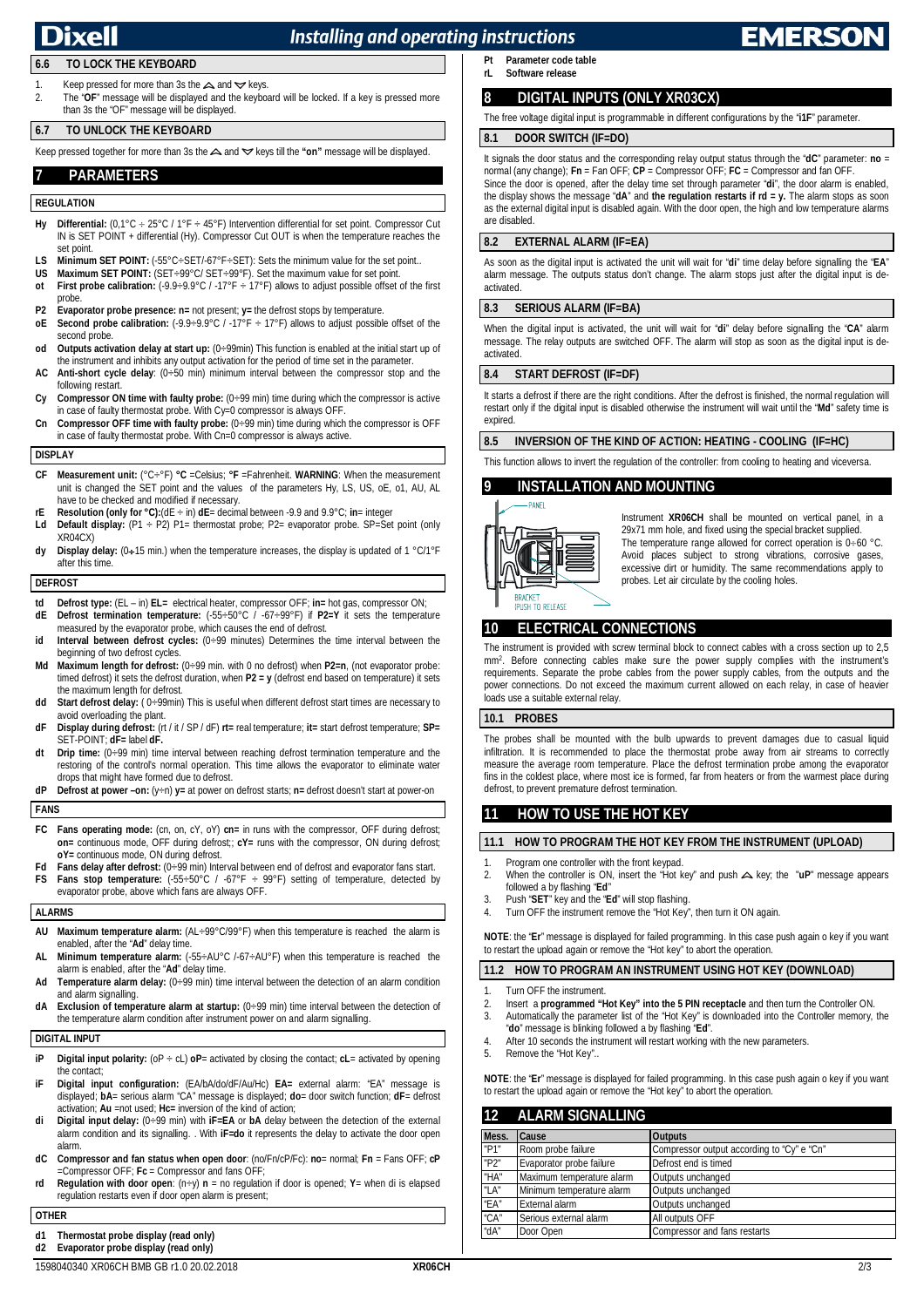## 6.6 TO LOCK THE KEYBOARD

1. Keep pressed for more than 3s the ⏶ and ⏷ keys.
2. The "**OF**" message will be displayed and the keyboard will be locked. If a key is pressed more than 3s the "OF" message will be displayed.

## 6.7 TO UNLOCK THE KEYBOARD

Keep pressed together for more than 3s the ⏶ and ⏷ keys till the **"on"** message will be displayed.

# 7 PARAMETERS

### REGULATION

- **Hy Differential:** (0,1°C ÷ 25°C / 1°F ÷ 45°F) Intervention differential for set point. Compressor Cut IN is SET POINT + differential (Hy). Compressor Cut OUT is when the temperature reaches the set point.
- **LS Minimum SET POINT:** (-55°C÷SET/-67°F÷SET): Sets the minimum value for the set point..
- **US Maximum SET POINT:** (SET÷99°C/ SET÷99°F). Set the maximum value for set point.
- **ot First probe calibration:** (-9.9÷9.9°C / -17°F ÷ 17°F) allows to adjust possible offset of the first probe.
- **P2 Evaporator probe presence: n=** not present; **y=** the defrost stops by temperature.
- **oE Second probe calibration:** (-9.9÷9.9°C / -17°F ÷ 17°F) allows to adjust possible offset of the second probe.
- **od Outputs activation delay at start up:** (0÷99min) This function is enabled at the initial start up of the instrument and inhibits any output activation for the period of time set in the parameter.
- **AC Anti-short cycle delay**: (0÷50 min) minimum interval between the compressor stop and the following restart.
- **Cy Compressor ON time with faulty probe:** (0÷99 min) time during which the compressor is active in case of faulty thermostat probe. With Cy=0 compressor is always OFF.
- **Cn Compressor OFF time with faulty probe:** (0÷99 min) time during which the compressor is OFF in case of faulty thermostat probe. With Cn=0 compressor is always active.

### DISPLAY

- **CF Measurement unit:** (°C÷°F) **°C** =Celsius; **°F** =Fahrenheit. **WARNING**: When the measurement unit is changed the SET point and the values of the parameters Hy, LS, US, oE, o1, AU, AL have to be checked and modified if necessary.
- **rE Resolution (only for °C):**(dE ÷ in) **dE**= decimal between -9.9 and 9.9°C; **in**= integer
- **Ld Default display:** (P1 ÷ P2) P1= thermostat probe; P2= evaporator probe. SP=Set point (only XR04CX)
- **dy Display delay:** (0÷15 min.) when the temperature increases, the display is updated of 1 °C/1°F after this time.

### DEFROST

- **td Defrost type:** (EL – in) **EL=** electrical heater, compressor OFF; **in=** hot gas, compressor ON;
- **dE Defrost termination temperature:** (-55÷50°C / -67÷99°F) if **P2=Y** it sets the temperature measured by the evaporator probe, which causes the end of defrost.
- **id Interval between defrost cycles:** (0÷99 minutes) Determines the time interval between the beginning of two defrost cycles.
- **Md Maximum length for defrost:** (0÷99 min. with 0 no defrost) when **P2=n**, (not evaporator probe: timed defrost) it sets the defrost duration, when **P2 = y** (defrost end based on temperature) it sets the maximum length for defrost.
- **dd Start defrost delay:** ( 0÷99min) This is useful when different defrost start times are necessary to avoid overloading the plant.
- **dF Display during defrost:** (rt / it / SP / dF) **rt=** real temperature; **it=** start defrost temperature; **SP=** SET-POINT; **dF=** label **dF.**
- **dt Drip time:** (0÷99 min) time interval between reaching defrost termination temperature and the restoring of the control's normal operation. This time allows the evaporator to eliminate water drops that might have formed due to defrost.
- **dP Defrost at power –on:** (y÷n) **y=** at power on defrost starts; **n=** defrost doesn't start at power-on

### FANS

- **FC Fans operating mode:** (cn, on, cY, oY) **cn=** in runs with the compressor, OFF during defrost; **on=** continuous mode, OFF during defrost;; **cY=** runs with the compressor, ON during defrost; **oY=** continuous mode, ON during defrost.
- **Fd Fans delay after defrost:** (0÷99 min) Interval between end of defrost and evaporator fans start.
- **FS Fans stop temperature:** (-55÷50°C / -67°F ÷ 99°F) setting of temperature, detected by evaporator probe, above which fans are always OFF.

### ALARMS

- **AU Maximum temperature alarm:** (AL÷99°C/99°F) when this temperature is reached the alarm is enabled, after the "**Ad**" delay time.
- **AL Minimum temperature alarm:** (-55÷AU°C /-67÷AU°F) when this temperature is reached the alarm is enabled, after the "**Ad**" delay time.
- **Ad Temperature alarm delay:** (0÷99 min) time interval between the detection of an alarm condition and alarm signalling.
- **dA Exclusion of temperature alarm at startup:** (0÷99 min) time interval between the detection of the temperature alarm condition after instrument power on and alarm signalling.

### DIGITAL INPUT

- **iP Digital input polarity:** (oP ÷ cL) **oP=** activated by closing the contact; **cL=** activated by opening the contact;
- **iF Digital input configuration:** (EA/bA/do/dF/Au/Hc) **EA=** external alarm: "EA" message is displayed; **bA**= serious alarm "CA" message is displayed; **do=** door switch function; **dF=** defrost activation; **Au** =not used; **Hc=** inversion of the kind of action;
- **di Digital input delay:** (0÷99 min) with **iF=EA** or **bA** delay between the detection of the external alarm condition and its signalling. . With **iF=do** it represents the delay to activate the door open alarm.
- **dC Compressor and fan status when open door**: (no/Fn/cP/Fc): **no**= normal; **Fn** = Fans OFF; **cP** =Compressor OFF; **Fc** = Compressor and fans OFF;
- **rd Regulation with door open**: (n÷y) **n** = no regulation if door is opened; **Y**= when di is elapsed regulation restarts even if door open alarm is present;

### OTHER

- **d1 Thermostat probe display (read only)**
- **d2 Evaporator probe display (read only)**
- **Pt Parameter code table**
- **rL Software release**

# 8 DIGITAL INPUTS (ONLY XR03CX)

The free voltage digital input is programmable in different configurations by the "**i1F**" parameter.

## 8.1 DOOR SWITCH (IF=DO)

It signals the door status and the corresponding relay output status through the "**dC**" parameter: **no** = normal (any change); **Fn** = Fan OFF; **CP** = Compressor OFF; **FC** = Compressor and fan OFF.
Since the door is opened, after the delay time set through parameter "**di**", the door alarm is enabled, the display shows the message "**dA**" and **the regulation restarts if rd = y.** The alarm stops as soon as the external digital input is disabled again. With the door open, the high and low temperature alarms are disabled.

## 8.2 EXTERNAL ALARM (IF=EA)

As soon as the digital input is activated the unit will wait for "**di**" time delay before signalling the "**EA**" alarm message. The outputs status don't change. The alarm stops just after the digital input is de-activated.

## 8.3 SERIOUS ALARM (IF=BA)

When the digital input is activated, the unit will wait for "**di**" delay before signalling the "**CA**" alarm message. The relay outputs are switched OFF. The alarm will stop as soon as the digital input is de-activated.

## 8.4 START DEFROST (IF=DF)

It starts a defrost if there are the right conditions. After the defrost is finished, the normal regulation will restart only if the digital input is disabled otherwise the instrument will wait until the "**Md**" safety time is expired.

## 8.5 INVERSION OF THE KIND OF ACTION: HEATING - COOLING (IF=HC)

This function allows to invert the regulation of the controller: from cooling to heating and viceversa.

# 9 INSTALLATION AND MOUNTING

Instrument **XR06CH** shall be mounted on vertical panel, in a 29x71 mm hole, and fixed using the special bracket supplied.
The temperature range allowed for correct operation is 0÷60 °C. Avoid places subject to strong vibrations, corrosive gases, excessive dirt or humidity. The same recommendations apply to probes. Let air circulate by the cooling holes.

# 10 ELECTRICAL CONNECTIONS

The instrument is provided with screw terminal block to connect cables with a cross section up to 2,5 $mm^2$. Before connecting cables make sure the power supply complies with the instrument's requirements. Separate the probe cables from the power supply cables, from the outputs and the power connections. Do not exceed the maximum current allowed on each relay, in case of heavier loads use a suitable external relay.

## 10.1 PROBES

The probes shall be mounted with the bulb upwards to prevent damages due to casual liquid infiltration. It is recommended to place the thermostat probe away from air streams to correctly measure the average room temperature. Place the defrost termination probe among the evaporator fins in the coldest place, where most ice is formed, far from heaters or from the warmest place during defrost, to prevent premature defrost termination.

# 11 HOW TO USE THE HOT KEY

## 11.1 HOW TO PROGRAM THE HOT KEY FROM THE INSTRUMENT (UPLOAD)

1. Program one controller with the front keypad.
2. When the controller is ON, insert the "Hot key" and push ⏶ key; the "**uP**" message appears followed a by flashing "**Ed**"
3. Push "**SET**" key and the "**Ed**" will stop flashing.
4. Turn OFF the instrument remove the "Hot Key", then turn it ON again.

**NOTE**: the "**Er**" message is displayed for failed programming. In this case push again o key if you want to restart the upload again or remove the "Hot key" to abort the operation.

## 11.2 HOW TO PROGRAM AN INSTRUMENT USING HOT KEY (DOWNLOAD)

1. Turn OFF the instrument.
2. Insert a **programmed "Hot Key" into the 5 PIN receptacle** and then turn the Controller ON.
3. Automatically the parameter list of the "Hot Key" is downloaded into the Controller memory, the "**do**" message is blinking followed a by flashing "**Ed**".
4. After 10 seconds the instrument will restart working with the new parameters.
5. Remove the "Hot Key"..

**NOTE**: the "**Er**" message is displayed for failed programming. In this case push again o key if you want to restart the upload again or remove the "Hot key" to abort the operation.

# 12 ALARM SIGNALLING

| Mess. | Cause | Outputs |
|---|---|---|
| "P1" | Room probe failure | Compressor output according to "Cy" e "Cn" |
| "P2" | Evaporator probe failure | Defrost end is timed |
| "HA" | Maximum temperature alarm | Outputs unchanged |
| "LA" | Minimum temperature alarm | Outputs unchanged |
| "EA" | External alarm | Outputs unchanged |
| "CA" | Serious external alarm | All outputs OFF |
| "dA" | Door Open | Compressor and fans restarts |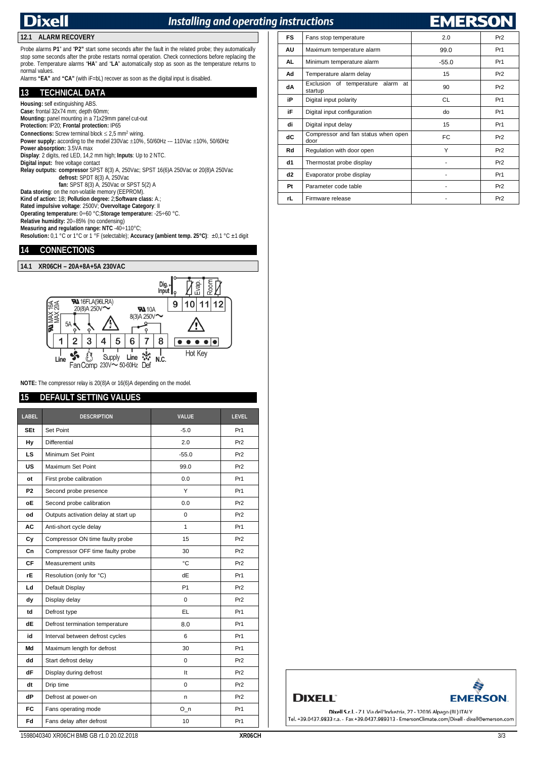### 12.1 ALARM RECOVERY

Probe alarms **P1**" and "**P2"** start some seconds after the fault in the related probe; they automatically stop some seconds after the probe restarts normal operation. Check connections before replacing the probe. Temperature alarms "**HA**" and "**LA**" automatically stop as soon as the temperature returns to normal values.

Alarms **"EA"** and **"CA"** (with iF=bL) recover as soon as the digital input is disabled.

## 13 TECHNICAL DATA

**Housing:** self extinguishing ABS.
**Case:** frontal 32x74 mm; depth 60mm;
**Mounting:** panel mounting in a 71x29mm panel cut-out
**Protection:** IP20; **Frontal protection:** IP65
**Connections:** Screw terminal block ≤ 2,5 mm² wiring.
**Power supply:** according to the model 230Vac ±10%, 50/60Hz --- 110Vac ±10%, 50/60Hz
**Power absorption:** 3.5VA max
**Display**: 2 digits, red LED, 14,2 mm high; **Inputs**: Up to 2 NTC.
**Digital input:** free voltage contact
**Relay outputs: compressor** SPST 8(3) A, 250Vac; SPST 16(6)A 250Vac or 20(8)A 250Vac
**defrost:** SPDT 8(3) A, 250Vac
**fan:** SPST 8(3) A, 250Vac or SPST 5(2) A
**Data storing**: on the non-volatile memory (EEPROM).
**Kind of action:** 1B; **Pollution degree:** 2;**Software class:** A.;
**Rated impulsive voltage**: 2500V; **Overvoltage Category**: II
**Operating temperature:** 0÷60 °C;**Storage temperature:** -25÷60 °C.
**Relative humidity:** 20÷85% (no condensing)
**Measuring and regulation range: NTC** -40÷110°C;
**Resolution:** 0,1 °C or 1°C or 1 °F (selectable); **Accuracy (ambient temp. 25°C)**: ±0,1 °C ±1 digit

## 14 CONNECTIONS

### 14.1 XR06CH – 20A+8A+5A 230VAC

Dig. Input
Evap.
Room
9 10 11 12
16FLA(96LRA) 20(8)A 250V~
10A 8(3)A 250V~
MAX 16A MAX 20A
5A
1 2 3 4 5 6 7 8
Hot Key
Line Fan Comp Supply 230V~ 50-60Hz Line Def N.C.

**NOTE:** The compressor relay is 20(8)A or 16(6)A depending on the model.

## 15 DEFAULT SETTING VALUES

| LABEL | DESCRIPTION | VALUE | LEVEL |
|---|---|---|---|
| **SEt** | Set Point | -5.0 | Pr1 |
| **Hy** | Differential | 2.0 | Pr2 |
| **LS** | Minimum Set Point | -55.0 | Pr2 |
| **US** | Maximum Set Point | 99.0 | Pr2 |
| **ot** | First probe calibration | 0.0 | Pr1 |
| **P2** | Second probe presence | Y | Pr1 |
| **oE** | Second probe calibration | 0.0 | Pr2 |
| **od** | Outputs activation delay at start up | 0 | Pr2 |
| **AC** | Anti-short cycle delay | 1 | Pr1 |
| **Cy** | Compressor ON time faulty probe | 15 | Pr2 |
| **Cn** | Compressor OFF time faulty probe | 30 | Pr2 |
| **CF** | Measurement units | °C | Pr2 |
| **rE** | Resolution (only for °C) | dE | Pr1 |
| **Ld** | Default Display | P1 | Pr2 |
| **dy** | Display delay | 0 | Pr2 |
| **td** | Defrost type | EL | Pr1 |
| **dE** | Defrost termination temperature | 8.0 | Pr1 |
| **id** | Interval between defrost cycles | 6 | Pr1 |
| **Md** | Maximum length for defrost | 30 | Pr1 |
| **dd** | Start defrost delay | 0 | Pr2 |
| **dF** | Display during defrost | it | Pr2 |
| **dt** | Drip time | 0 | Pr2 |
| **dP** | Defrost at power-on | n | Pr2 |
| **FC** | Fans operating mode | O_n | Pr1 |
| **Fd** | Fans delay after defrost | 10 | Pr1 |
| **FS** | Fans stop temperature | 2.0 | Pr2 |
| **AU** | Maximum temperature alarm | 99.0 | Pr1 |
| **AL** | Minimum temperature alarm | -55.0 | Pr1 |
| **Ad** | Temperature alarm delay | 15 | Pr2 |
| **dA** | Exclusion of temperature alarm at startup | 90 | Pr2 |
| **iP** | Digital input polarity | CL | Pr1 |
| **iF** | Digital input configuration | do | Pr1 |
| **di** | Digital input delay | 15 | Pr1 |
| **dC** | Compressor and fan status when open door | FC | Pr2 |
| **Rd** | Regulation with door open | Y | Pr2 |
| **d1** | Thermostat probe display | - | Pr2 |
| **d2** | Evaporator probe display | - | Pr1 |
| **Pt** | Parameter code table | - | Pr2 |
| **rL** | Firmware release | - | Pr2 |

DIXELL EMERSON

Dixell S.r.l. - Z.I. Via dell'Industria, 27 - 32016 Alpago (BL) ITALY
Tel. +39.0437.9833 r.a. - Fax +39.0437.989313 - EmersonClimate.com/Dixell - dixell@emerson.com